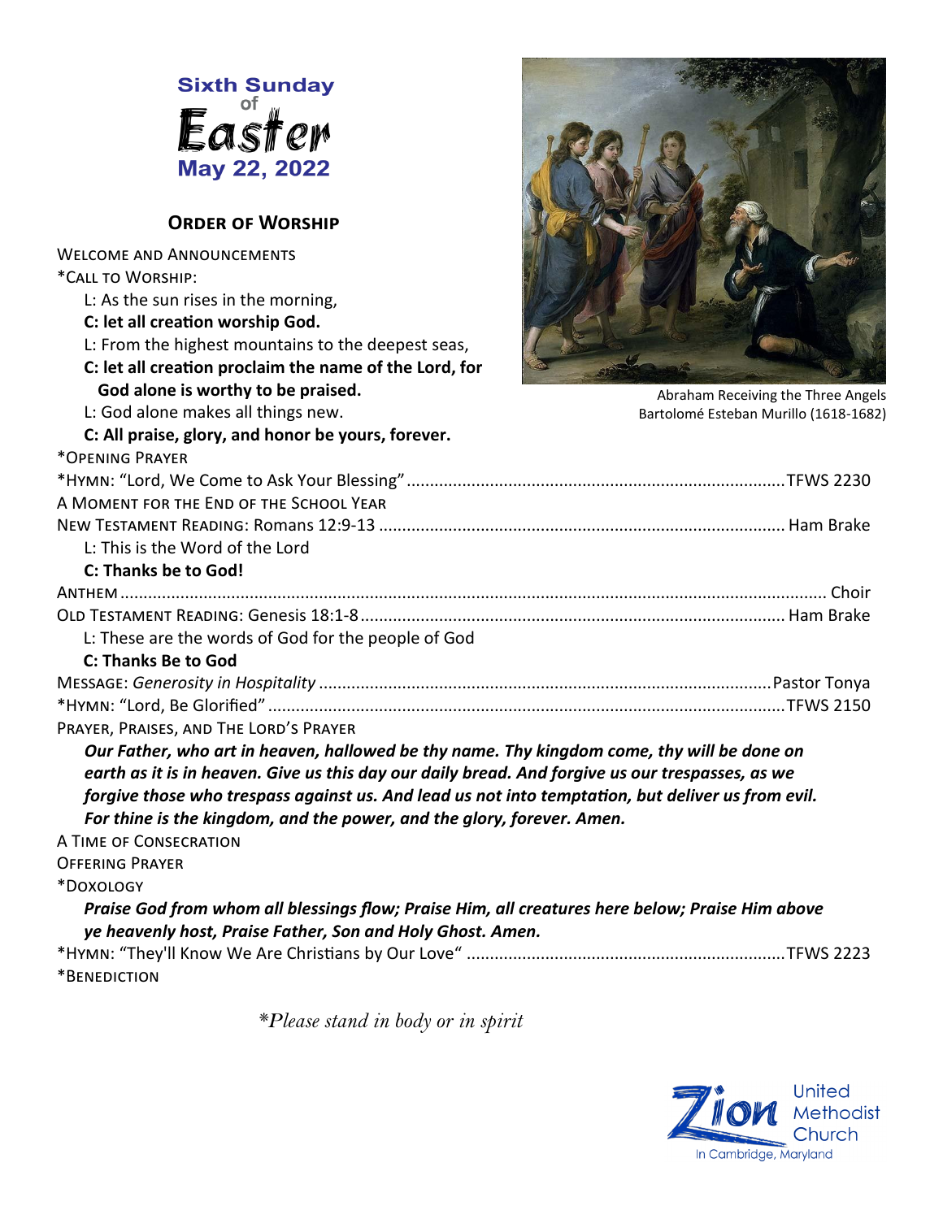# Sixth Sunday of Easter

**May 22, 2022**

Abraham Receiving the Three Angels
Bartolomé Esteban Murillo (1618-1682)

## Order of Worship

Welcome and Announcements

*Call to Worship:

L: As the sun rises in the morning,

**C: let all creation worship God.**

L: From the highest mountains to the deepest seas,

**C: let all creation proclaim the name of the Lord, for God alone is worthy to be praised.**

L: God alone makes all things new.

**C: All praise, glory, and honor be yours, forever.**

*Opening Prayer

*Hymn: "Lord, We Come to Ask Your Blessing" .......... TFWS 2230

A Moment for the End of the School Year

New Testament Reading: Romans 12:9-13 .......... Ham Brake

L: This is the Word of the Lord

**C: Thanks be to God!**

Anthem .......... Choir

Old Testament Reading: Genesis 18:1-8 .......... Ham Brake

L: These are the words of God for the people of God

**C: Thanks Be to God**

Message: *Generosity in Hospitality* .......... Pastor Tonya

*Hymn: "Lord, Be Glorified" .......... TFWS 2150

Prayer, Praises, and The Lord's Prayer

***Our Father, who art in heaven, hallowed be thy name. Thy kingdom come, thy will be done on earth as it is in heaven. Give us this day our daily bread. And forgive us our trespasses, as we forgive those who trespass against us. And lead us not into temptation, but deliver us from evil. For thine is the kingdom, and the power, and the glory, forever. Amen.***

A Time of Consecration

Offering Prayer

*Doxology

***Praise God from whom all blessings flow; Praise Him, all creatures here below; Praise Him above ye heavenly host, Praise Father, Son and Holy Ghost. Amen.***

*Hymn: "They'll Know We Are Christians by Our Love" .......... TFWS 2223

*Benediction

*\*Please stand in body or in spirit*

Zion United Methodist Church
In Cambridge, Maryland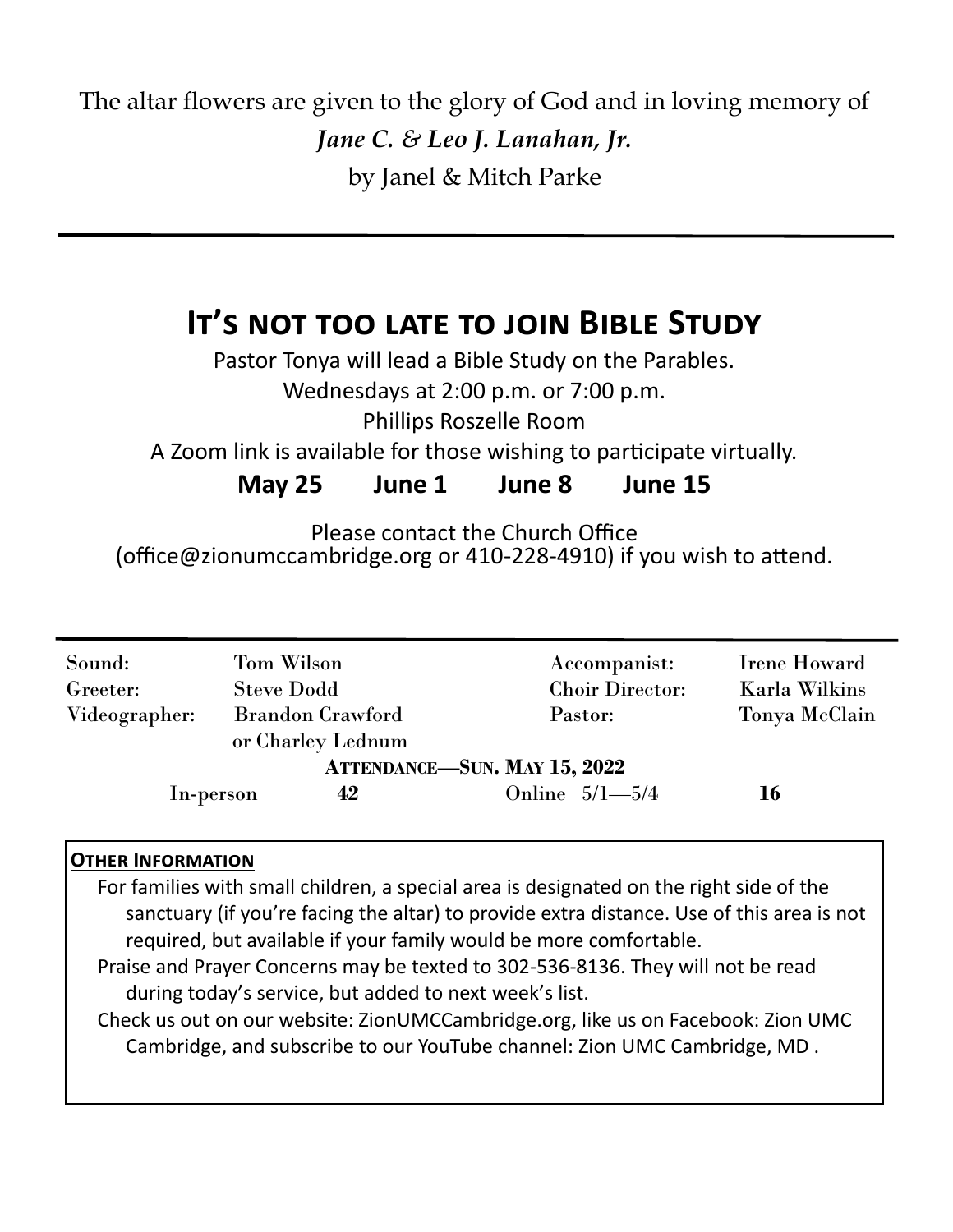The altar flowers are given to the glory of God and in loving memory of

***Jane C. & Leo J. Lanahan, Jr.***

by Janel & Mitch Parke

---

## It's not too late to join Bible Study

Pastor Tonya will lead a Bible Study on the Parables.

Wednesdays at 2:00 p.m. or 7:00 p.m.

Phillips Roszelle Room

A Zoom link is available for those wishing to participate virtually.

**May 25 June 1 June 8 June 15**

Please contact the Church Office (office@zionumccambridge.org or 410-228-4910) if you wish to attend.

---

| | | | |
|---|---|---|---|
| Sound: | Tom Wilson | Accompanist: | Irene Howard |
| Greeter: | Steve Dodd | Choir Director: | Karla Wilkins |
| Videographer: | Brandon Crawford or Charley Lednum | Pastor: | Tonya McClain |

**Attendance—Sun. May 15, 2022**

| | | | |
|---|---|---|---|
| In-person | **42** | Online 5/1—5/4 | **16** |

**Other Information**

- For families with small children, a special area is designated on the right side of the sanctuary (if you're facing the altar) to provide extra distance. Use of this area is not required, but available if your family would be more comfortable.
- Praise and Prayer Concerns may be texted to 302-536-8136. They will not be read during today's service, but added to next week's list.
- Check us out on our website: ZionUMCCambridge.org, like us on Facebook: Zion UMC Cambridge, and subscribe to our YouTube channel: Zion UMC Cambridge, MD .